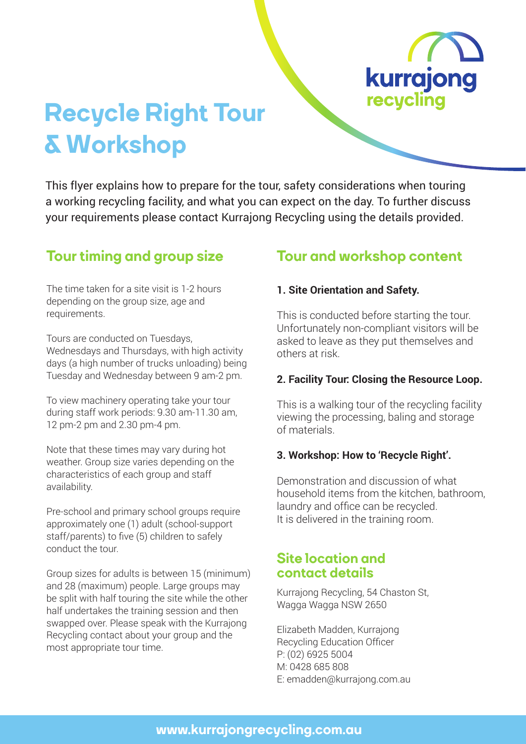# Recycle Right Tour & Workshop

This flyer explains how to prepare for the tour, safety considerations when touring a working recycling facility, and what you can expect on the day. To further discuss your requirements please contact Kurrajong Recycling using the details provided.

## Tour timing and group size

The time taken for a site visit is 1-2 hours depending on the group size, age and requirements.

Tours are conducted on Tuesdays, Wednesdays and Thursdays, with high activity days (a high number of trucks unloading) being Tuesday and Wednesday between 9 am-2 pm.

To view machinery operating take your tour during staff work periods: 9.30 am-11.30 am, 12 pm-2 pm and 2.30 pm-4 pm.

Note that these times may vary during hot weather. Group size varies depending on the characteristics of each group and staff availability.

Pre-school and primary school groups require approximately one (1) adult (school-support staff/parents) to five (5) children to safely conduct the tour.

Group sizes for adults is between 15 (minimum) and 28 (maximum) people. Large groups may be split with half touring the site while the other half undertakes the training session and then swapped over. Please speak with the Kurrajong Recycling contact about your group and the most appropriate tour time.

## Tour and workshop content

**1. Site Orientation and Safety.**

This is conducted before starting the tour. Unfortunately non-compliant visitors will be asked to leave as they put themselves and others at risk.

**2. Facility Tour: Closing the Resource Loop.**

This is a walking tour of the recycling facility viewing the processing, baling and storage of materials.

**3. Workshop: How to 'Recycle Right'.**

Demonstration and discussion of what household items from the kitchen, bathroom, laundry and office can be recycled. It is delivered in the training room.

## Site location and contact details

Kurrajong Recycling, 54 Chaston St, Wagga Wagga NSW 2650

Elizabeth Madden, Kurrajong Recycling Education Officer
P: (02) 6925 5004
M: 0428 685 808
E: emadden@kurrajong.com.au

**www.kurrajongrecycling.com.au**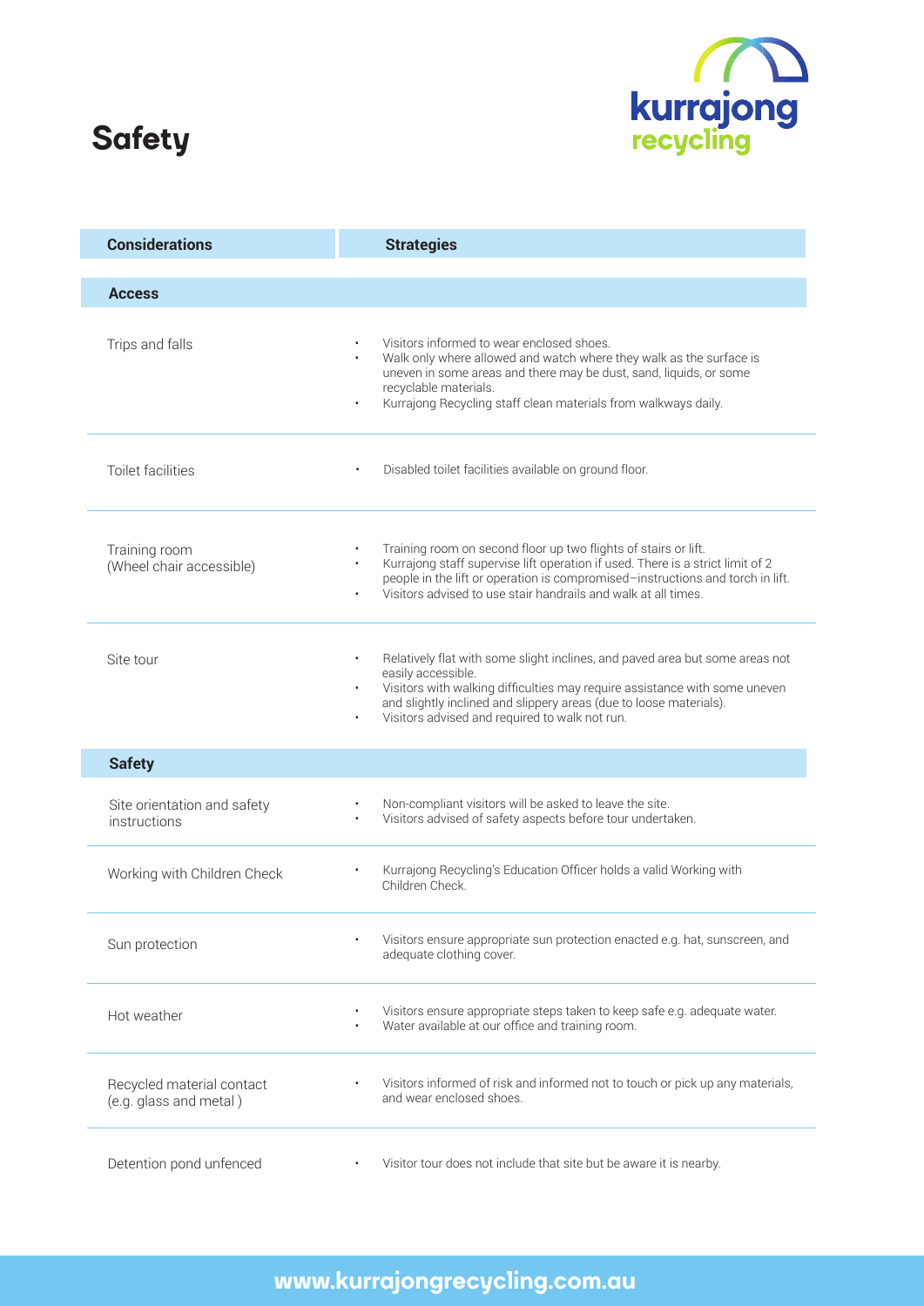# Safety

kurrajong recycling

| Considerations | Strategies |
|---|---|
| **Access** | |
| Trips and falls | • Visitors informed to wear enclosed shoes.<br>• Walk only where allowed and watch where they walk as the surface is uneven in some areas and there may be dust, sand, liquids, or some recyclable materials.<br>• Kurrajong Recycling staff clean materials from walkways daily. |
| Toilet facilities | • Disabled toilet facilities available on ground floor. |
| Training room (Wheel chair accessible) | • Training room on second floor up two flights of stairs or lift.<br>• Kurrajong staff supervise lift operation if used. There is a strict limit of 2 people in the lift or operation is compromised–instructions and torch in lift.<br>• Visitors advised to use stair handrails and walk at all times. |
| Site tour | • Relatively flat with some slight inclines, and paved area but some areas not easily accessible.<br>• Visitors with walking difficulties may require assistance with some uneven and slightly inclined and slippery areas (due to loose materials).<br>• Visitors advised and required to walk not run. |
| **Safety** | |
| Site orientation and safety instructions | • Non-compliant visitors will be asked to leave the site.<br>• Visitors advised of safety aspects before tour undertaken. |
| Working with Children Check | • Kurrajong Recycling's Education Officer holds a valid Working with Children Check. |
| Sun protection | • Visitors ensure appropriate sun protection enacted e.g. hat, sunscreen, and adequate clothing cover. |
| Hot weather | • Visitors ensure appropriate steps taken to keep safe e.g. adequate water.<br>• Water available at our office and training room. |
| Recycled material contact (e.g. glass and metal ) | • Visitors informed of risk and informed not to touch or pick up any materials, and wear enclosed shoes. |
| Detention pond unfenced | • Visitor tour does not include that site but be aware it is nearby. |

www.kurrajongrecycling.com.au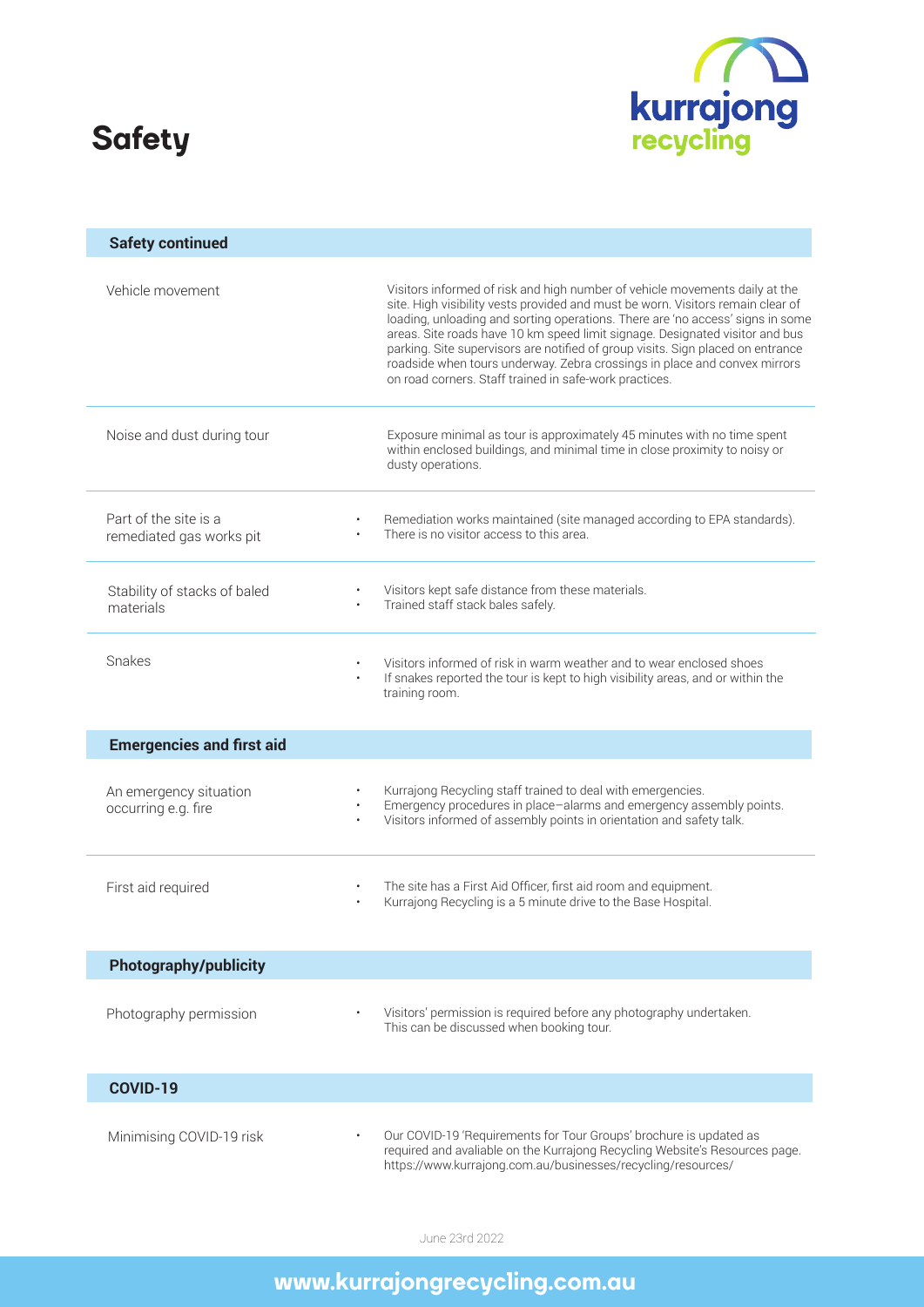# Safety

| | |
|---|---|
| **Safety continued** | |
| Vehicle movement | Visitors informed of risk and high number of vehicle movements daily at the site. High visibility vests provided and must be worn. Visitors remain clear of loading, unloading and sorting operations. There are 'no access' signs in some areas. Site roads have 10 km speed limit signage. Designated visitor and bus parking. Site supervisors are notified of group visits. Sign placed on entrance roadside when tours underway. Zebra crossings in place and convex mirrors on road corners. Staff trained in safe-work practices. |
| Noise and dust during tour | Exposure minimal as tour is approximately 45 minutes with no time spent within enclosed buildings, and minimal time in close proximity to noisy or dusty operations. |
| Part of the site is a remediated gas works pit | • Remediation works maintained (site managed according to EPA standards).<br>• There is no visitor access to this area. |
| Stability of stacks of baled materials | • Visitors kept safe distance from these materials.<br>• Trained staff stack bales safely. |
| Snakes | • Visitors informed of risk in warm weather and to wear enclosed shoes<br>• If snakes reported the tour is kept to high visibility areas, and or within the training room. |
| **Emergencies and first aid** | |
| An emergency situation occurring e.g. fire | • Kurrajong Recycling staff trained to deal with emergencies.<br>• Emergency procedures in place–alarms and emergency assembly points.<br>• Visitors informed of assembly points in orientation and safety talk. |
| First aid required | • The site has a First Aid Officer, first aid room and equipment.<br>• Kurrajong Recycling is a 5 minute drive to the Base Hospital. |
| **Photography/publicity** | |
| Photography permission | • Visitors' permission is required before any photography undertaken. This can be discussed when booking tour. |
| **COVID-19** | |
| Minimising COVID-19 risk | • Our COVID-19 'Requirements for Tour Groups' brochure is updated as required and avaliable on the Kurrajong Recycling Website's Resources page. https://www.kurrajong.com.au/businesses/recycling/resources/ |

June 23rd 2022

www.kurrajongrecycling.com.au